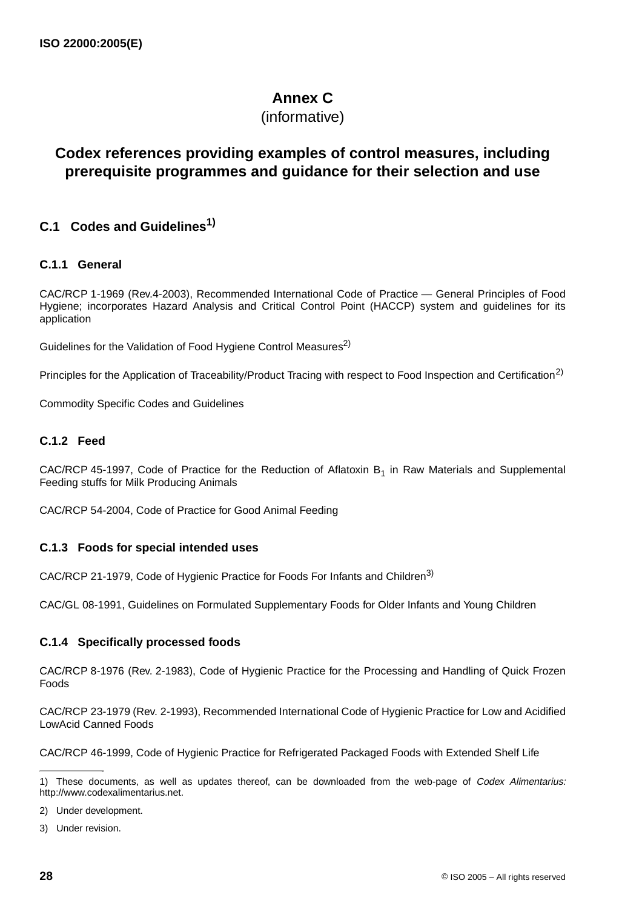# Annex C
(informative)

# Codex references providing examples of control measures, including prerequisite programmes and guidance for their selection and use

## C.1 Codes and Guidelines[1)]

### C.1.1 General

CAC/RCP 1-1969 (Rev.4-2003), Recommended International Code of Practice — General Principles of Food Hygiene; incorporates Hazard Analysis and Critical Control Point (HACCP) system and guidelines for its application

Guidelines for the Validation of Food Hygiene Control Measures[2)]

Principles for the Application of Traceability/Product Tracing with respect to Food Inspection and Certification[2)]

Commodity Specific Codes and Guidelines

### C.1.2 Feed

CAC/RCP 45-1997, Code of Practice for the Reduction of Aflatoxin $B_1$ in Raw Materials and Supplemental Feeding stuffs for Milk Producing Animals

CAC/RCP 54-2004, Code of Practice for Good Animal Feeding

### C.1.3 Foods for special intended uses

CAC/RCP 21-1979, Code of Hygienic Practice for Foods For Infants and Children[3)]

CAC/GL 08-1991, Guidelines on Formulated Supplementary Foods for Older Infants and Young Children

### C.1.4 Specifically processed foods

CAC/RCP 8-1976 (Rev. 2-1983), Code of Hygienic Practice for the Processing and Handling of Quick Frozen Foods

CAC/RCP 23-1979 (Rev. 2-1993), Recommended International Code of Hygienic Practice for Low and Acidified LowAcid Canned Foods

CAC/RCP 46-1999, Code of Hygienic Practice for Refrigerated Packaged Foods with Extended Shelf Life

---

1) These documents, as well as updates thereof, can be downloaded from the web-page of *Codex Alimentarius:* http://www.codexalimentarius.net.

2) Under development.

3) Under revision.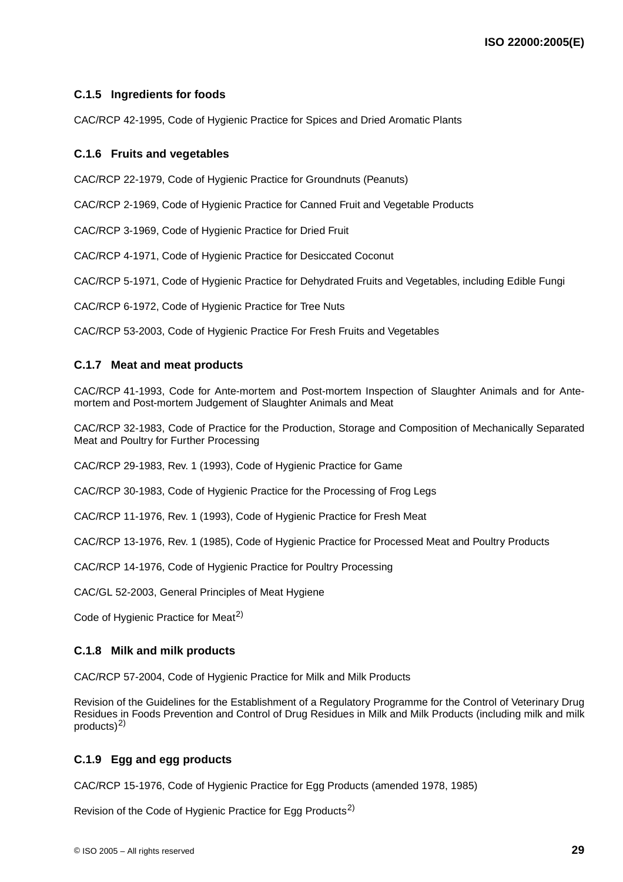### C.1.5 Ingredients for foods

CAC/RCP 42-1995, Code of Hygienic Practice for Spices and Dried Aromatic Plants

### C.1.6 Fruits and vegetables

CAC/RCP 22-1979, Code of Hygienic Practice for Groundnuts (Peanuts)

CAC/RCP 2-1969, Code of Hygienic Practice for Canned Fruit and Vegetable Products

CAC/RCP 3-1969, Code of Hygienic Practice for Dried Fruit

CAC/RCP 4-1971, Code of Hygienic Practice for Desiccated Coconut

CAC/RCP 5-1971, Code of Hygienic Practice for Dehydrated Fruits and Vegetables, including Edible Fungi

CAC/RCP 6-1972, Code of Hygienic Practice for Tree Nuts

CAC/RCP 53-2003, Code of Hygienic Practice For Fresh Fruits and Vegetables

### C.1.7 Meat and meat products

CAC/RCP 41-1993, Code for Ante-mortem and Post-mortem Inspection of Slaughter Animals and for Ante-mortem and Post-mortem Judgement of Slaughter Animals and Meat

CAC/RCP 32-1983, Code of Practice for the Production, Storage and Composition of Mechanically Separated Meat and Poultry for Further Processing

CAC/RCP 29-1983, Rev. 1 (1993), Code of Hygienic Practice for Game

CAC/RCP 30-1983, Code of Hygienic Practice for the Processing of Frog Legs

CAC/RCP 11-1976, Rev. 1 (1993), Code of Hygienic Practice for Fresh Meat

CAC/RCP 13-1976, Rev. 1 (1985), Code of Hygienic Practice for Processed Meat and Poultry Products

CAC/RCP 14-1976, Code of Hygienic Practice for Poultry Processing

CAC/GL 52-2003, General Principles of Meat Hygiene

Code of Hygienic Practice for Meat[2)]

### C.1.8 Milk and milk products

CAC/RCP 57-2004, Code of Hygienic Practice for Milk and Milk Products

Revision of the Guidelines for the Establishment of a Regulatory Programme for the Control of Veterinary Drug Residues in Foods Prevention and Control of Drug Residues in Milk and Milk Products (including milk and milk products)[2)]

### C.1.9 Egg and egg products

CAC/RCP 15-1976, Code of Hygienic Practice for Egg Products (amended 1978, 1985)

Revision of the Code of Hygienic Practice for Egg Products[2)]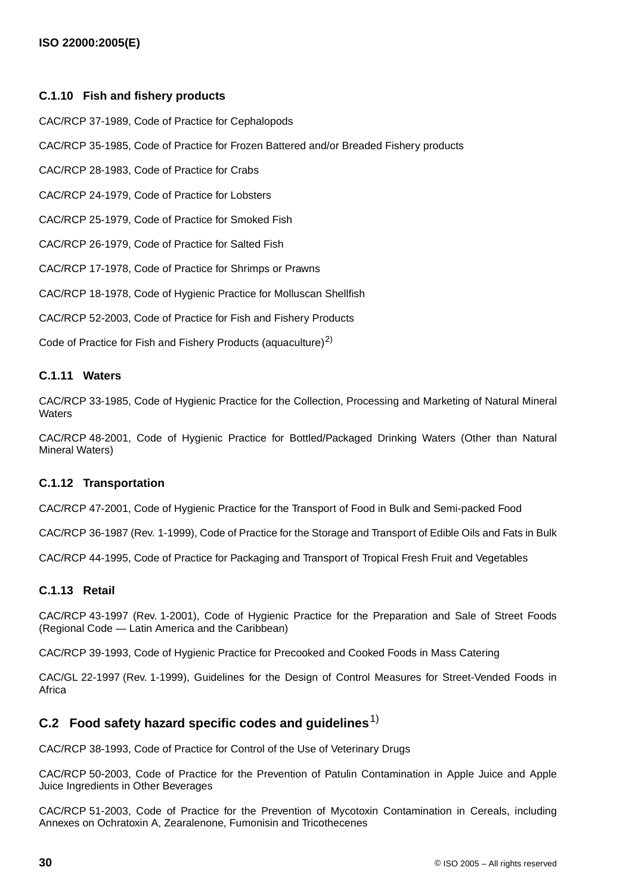### C.1.10 Fish and fishery products

CAC/RCP 37-1989, Code of Practice for Cephalopods

CAC/RCP 35-1985, Code of Practice for Frozen Battered and/or Breaded Fishery products

CAC/RCP 28-1983, Code of Practice for Crabs

CAC/RCP 24-1979, Code of Practice for Lobsters

CAC/RCP 25-1979, Code of Practice for Smoked Fish

CAC/RCP 26-1979, Code of Practice for Salted Fish

CAC/RCP 17-1978, Code of Practice for Shrimps or Prawns

CAC/RCP 18-1978, Code of Hygienic Practice for Molluscan Shellfish

CAC/RCP 52-2003, Code of Practice for Fish and Fishery Products

Code of Practice for Fish and Fishery Products (aquaculture)[2)]

### C.1.11 Waters

CAC/RCP 33-1985, Code of Hygienic Practice for the Collection, Processing and Marketing of Natural Mineral Waters

CAC/RCP 48-2001, Code of Hygienic Practice for Bottled/Packaged Drinking Waters (Other than Natural Mineral Waters)

### C.1.12 Transportation

CAC/RCP 47-2001, Code of Hygienic Practice for the Transport of Food in Bulk and Semi-packed Food

CAC/RCP 36-1987 (Rev. 1-1999), Code of Practice for the Storage and Transport of Edible Oils and Fats in Bulk

CAC/RCP 44-1995, Code of Practice for Packaging and Transport of Tropical Fresh Fruit and Vegetables

### C.1.13 Retail

CAC/RCP 43-1997 (Rev. 1-2001), Code of Hygienic Practice for the Preparation and Sale of Street Foods (Regional Code — Latin America and the Caribbean)

CAC/RCP 39-1993, Code of Hygienic Practice for Precooked and Cooked Foods in Mass Catering

CAC/GL 22-1997 (Rev. 1-1999), Guidelines for the Design of Control Measures for Street-Vended Foods in Africa

## C.2 Food safety hazard specific codes and guidelines[1)]

CAC/RCP 38-1993, Code of Practice for Control of the Use of Veterinary Drugs

CAC/RCP 50-2003, Code of Practice for the Prevention of Patulin Contamination in Apple Juice and Apple Juice Ingredients in Other Beverages

CAC/RCP 51-2003, Code of Practice for the Prevention of Mycotoxin Contamination in Cereals, including Annexes on Ochratoxin A, Zearalenone, Fumonisin and Tricothecenes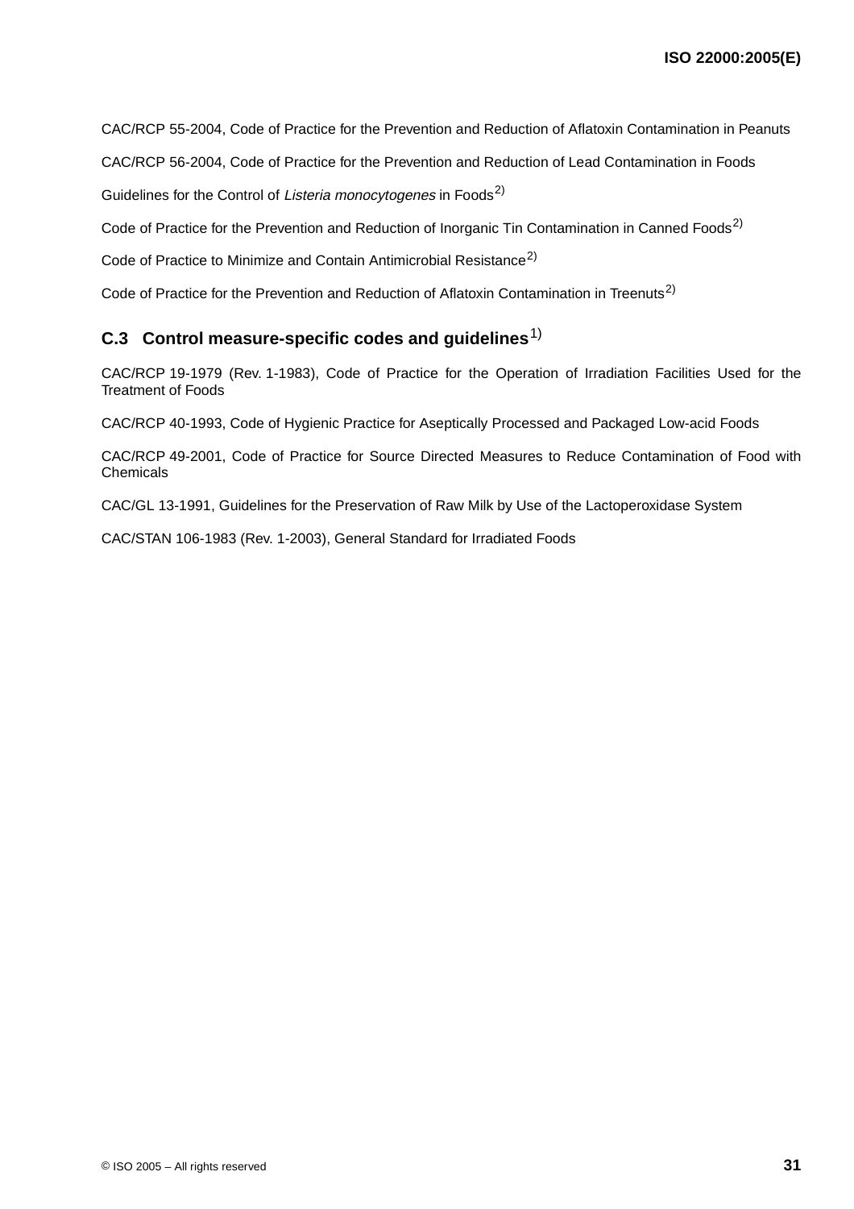CAC/RCP 55-2004, Code of Practice for the Prevention and Reduction of Aflatoxin Contamination in Peanuts

CAC/RCP 56-2004, Code of Practice for the Prevention and Reduction of Lead Contamination in Foods

Guidelines for the Control of *Listeria monocytogenes* in Foods[2)]

Code of Practice for the Prevention and Reduction of Inorganic Tin Contamination in Canned Foods[2)]

Code of Practice to Minimize and Contain Antimicrobial Resistance[2)]

Code of Practice for the Prevention and Reduction of Aflatoxin Contamination in Treenuts[2)]

## C.3 Control measure-specific codes and guidelines[1)]

CAC/RCP 19-1979 (Rev. 1-1983), Code of Practice for the Operation of Irradiation Facilities Used for the Treatment of Foods

CAC/RCP 40-1993, Code of Hygienic Practice for Aseptically Processed and Packaged Low-acid Foods

CAC/RCP 49-2001, Code of Practice for Source Directed Measures to Reduce Contamination of Food with Chemicals

CAC/GL 13-1991, Guidelines for the Preservation of Raw Milk by Use of the Lactoperoxidase System

CAC/STAN 106-1983 (Rev. 1-2003), General Standard for Irradiated Foods